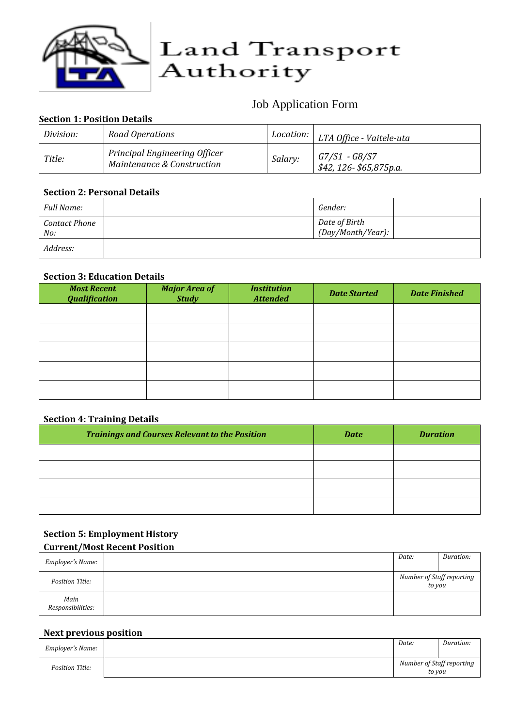# Land Transport Authority

## Job Application Form

**Section 1: Position Details**

| *Division:* | *Road Operations* | *Location:* | *LTA Office - Vaitele-uta* |
|---|---|---|---|
| *Title:* | *Principal Engineering Officer Maintenance & Construction* | *Salary:* | *G7/S1 - G8/S7 $42, 126- $65,875p.a.* |

**Section 2: Personal Details**

| *Full Name:* | | *Gender:* | |
|---|---|---|---|
| *Contact Phone No:* | | *Date of Birth (Day/Month/Year):* | |
| *Address:* | | | |

**Section 3: Education Details**

| ***Most Recent Qualification*** | ***Major Area of Study*** | ***Institution Attended*** | ***Date Started*** | ***Date Finished*** |
|---|---|---|---|---|
| | | | | |
| | | | | |
| | | | | |
| | | | | |
| | | | | |

**Section 4: Training Details**

| ***Trainings and Courses Relevant to the Position*** | ***Date*** | ***Duration*** |
|---|---|---|
| | | |
| | | |
| | | |
| | | |

**Section 5: Employment History**

**Current/Most Recent Position**

| *Employer's Name:* | | *Date:* | *Duration:* |
|---|---|---|---|
| *Position Title:* | | *Number of Staff reporting to you* | |
| *Main Responsibilities:* | | | |

**Next previous position**

| *Employer's Name:* | | *Date:* | *Duration:* |
|---|---|---|---|
| *Position Title:* | | *Number of Staff reporting to you* | |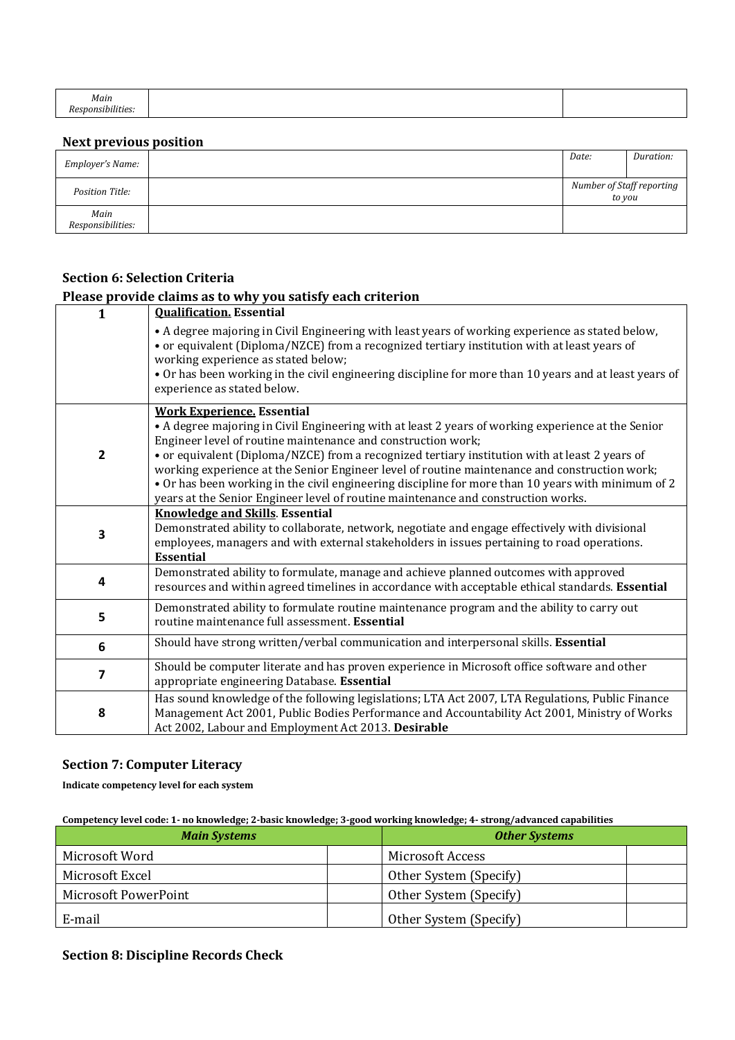| Main Responsibilities: | | |
|---|---|---|

### Next previous position

| Employer's Name: | | Date: | Duration: |
|---|---|---|---|
| Position Title: | | Number of Staff reporting to you | |
| Main Responsibilities: | | | |

### Section 6: Selection Criteria

### Please provide claims as to why you satisfy each criterion

| | |
|---|---|
| **1** | **Qualification. Essential**<br>• A degree majoring in Civil Engineering with least years of working experience as stated below,<br>• or equivalent (Diploma/NZCE) from a recognized tertiary institution with at least years of working experience as stated below;<br>• Or has been working in the civil engineering discipline for more than 10 years and at least years of experience as stated below. |
| **2** | **Work Experience. Essential**<br>• A degree majoring in Civil Engineering with at least 2 years of working experience at the Senior Engineer level of routine maintenance and construction work;<br>• or equivalent (Diploma/NZCE) from a recognized tertiary institution with at least 2 years of working experience at the Senior Engineer level of routine maintenance and construction work;<br>• Or has been working in the civil engineering discipline for more than 10 years with minimum of 2 years at the Senior Engineer level of routine maintenance and construction works. |
| **3** | **Knowledge and Skills. Essential**<br>Demonstrated ability to collaborate, network, negotiate and engage effectively with divisional employees, managers and with external stakeholders in issues pertaining to road operations. **Essential** |
| **4** | Demonstrated ability to formulate, manage and achieve planned outcomes with approved resources and within agreed timelines in accordance with acceptable ethical standards. **Essential** |
| **5** | Demonstrated ability to formulate routine maintenance program and the ability to carry out routine maintenance full assessment. **Essential** |
| **6** | Should have strong written/verbal communication and interpersonal skills. **Essential** |
| **7** | Should be computer literate and has proven experience in Microsoft office software and other appropriate engineering Database. **Essential** |
| **8** | Has sound knowledge of the following legislations; LTA Act 2007, LTA Regulations, Public Finance Management Act 2001, Public Bodies Performance and Accountability Act 2001, Ministry of Works Act 2002, Labour and Employment Act 2013. **Desirable** |

### Section 7: Computer Literacy

**Indicate competency level for each system**

**Competency level code: 1- no knowledge; 2-basic knowledge; 3-good working knowledge; 4- strong/advanced capabilities**

| ***Main Systems*** | | ***Other Systems*** | |
|---|---|---|---|
| Microsoft Word | | Microsoft Access | |
| Microsoft Excel | | Other System (Specify) | |
| Microsoft PowerPoint | | Other System (Specify) | |
| E-mail | | Other System (Specify) | |

### Section 8: Discipline Records Check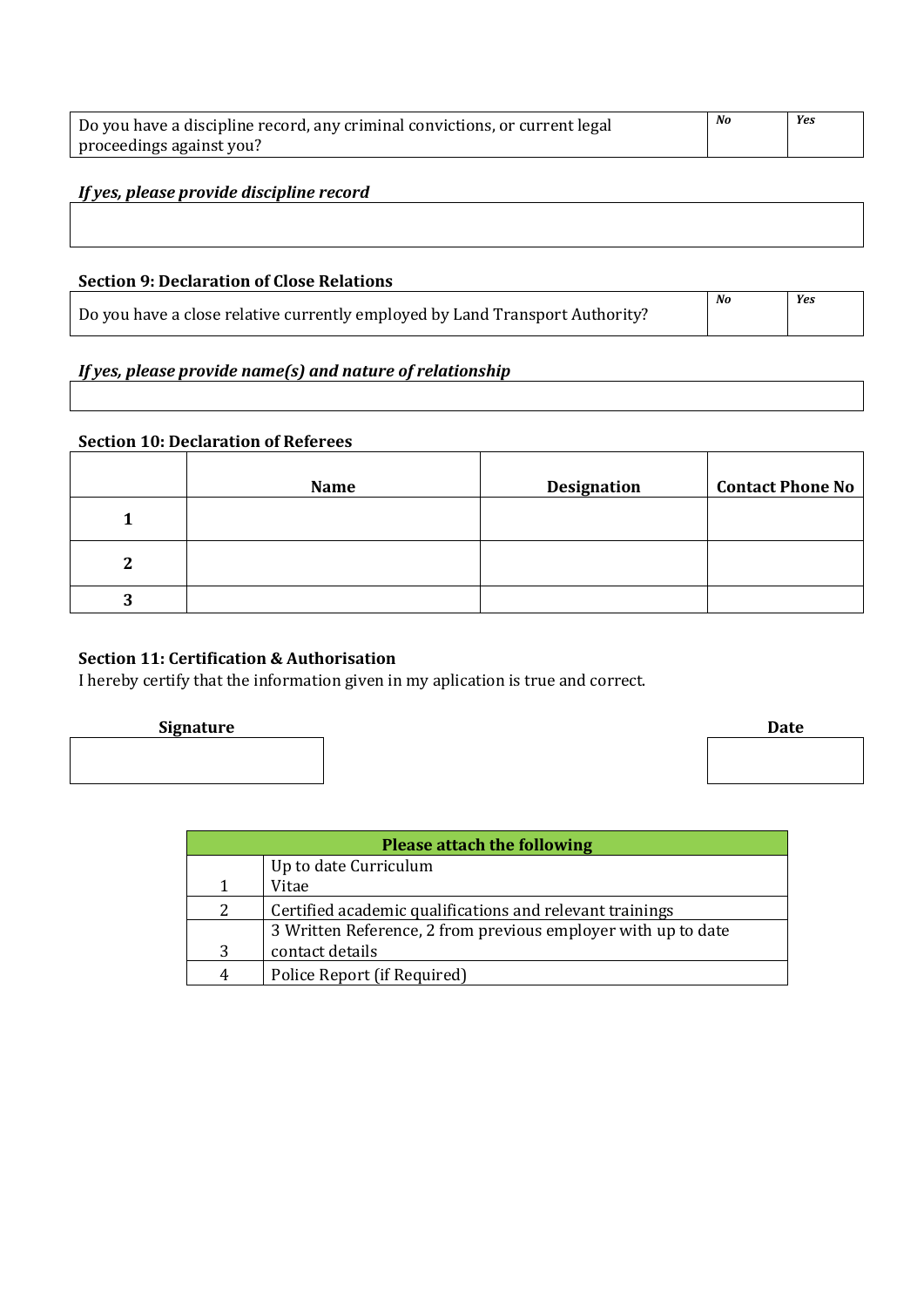| | | |
|---|---|---|
| Do you have a discipline record, any criminal convictions, or current legal proceedings against you? | ***No*** | ***Yes*** |

***If yes, please provide discipline record***

| |
|---|
| |

**Section 9: Declaration of Close Relations**

| | | |
|---|---|---|
| Do you have a close relative currently employed by Land Transport Authority? | ***No*** | ***Yes*** |

***If yes, please provide name(s) and nature of relationship***

| |
|---|
| |

**Section 10: Declaration of Referees**

| | Name | Designation | Contact Phone No |
|---|---|---|---|
| **1** | | | |
| **2** | | | |
| **3** | | | |

**Section 11: Certification & Authorisation**

I hereby certify that the information given in my aplication is true and correct.

| Signature | Date |
|---|---|
| | |

| Please attach the following | |
|---|---|
| 1 | Up to date Curriculum Vitae |
| 2 | Certified academic qualifications and relevant trainings |
| 3 | 3 Written Reference, 2 from previous employer with up to date contact details |
| 4 | Police Report (if Required) |